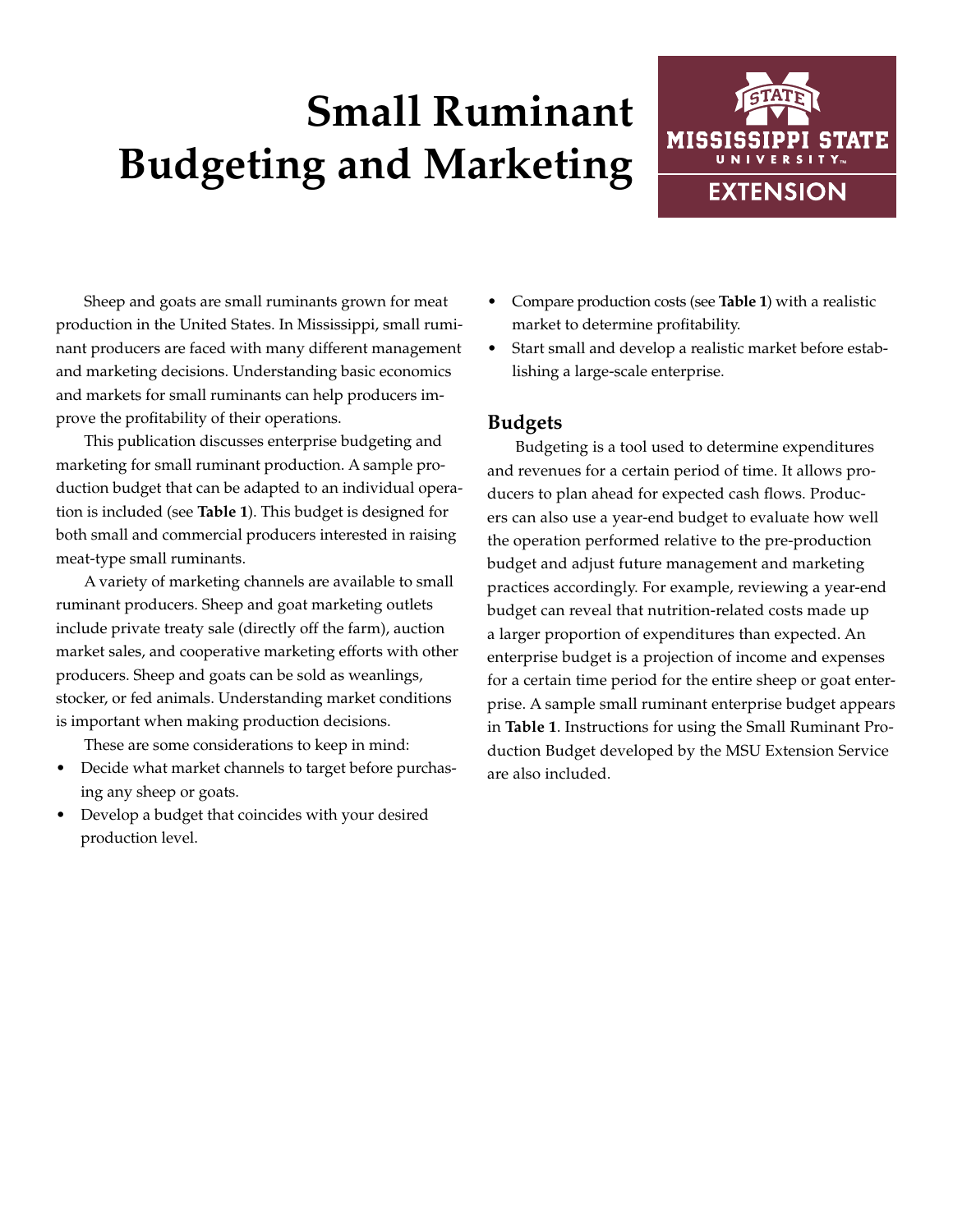# Small Ruminant Budgeting and Marketing

Sheep and goats are small ruminants grown for meat production in the United States. In Mississippi, small ruminant producers are faced with many different management and marketing decisions. Understanding basic economics and markets for small ruminants can help producers improve the profitability of their operations.

This publication discusses enterprise budgeting and marketing for small ruminant production. A sample production budget that can be adapted to an individual operation is included (see **Table 1**). This budget is designed for both small and commercial producers interested in raising meat-type small ruminants.

A variety of marketing channels are available to small ruminant producers. Sheep and goat marketing outlets include private treaty sale (directly off the farm), auction market sales, and cooperative marketing efforts with other producers. Sheep and goats can be sold as weanlings, stocker, or fed animals. Understanding market conditions is important when making production decisions.

These are some considerations to keep in mind:

- Decide what market channels to target before purchasing any sheep or goats.
- Develop a budget that coincides with your desired production level.
- Compare production costs (see **Table 1**) with a realistic market to determine profitability.
- Start small and develop a realistic market before establishing a large-scale enterprise.

## Budgets

Budgeting is a tool used to determine expenditures and revenues for a certain period of time. It allows producers to plan ahead for expected cash flows. Producers can also use a year-end budget to evaluate how well the operation performed relative to the pre-production budget and adjust future management and marketing practices accordingly. For example, reviewing a year-end budget can reveal that nutrition-related costs made up a larger proportion of expenditures than expected. An enterprise budget is a projection of income and expenses for a certain time period for the entire sheep or goat enterprise. A sample small ruminant enterprise budget appears in **Table 1**. Instructions for using the Small Ruminant Production Budget developed by the MSU Extension Service are also included.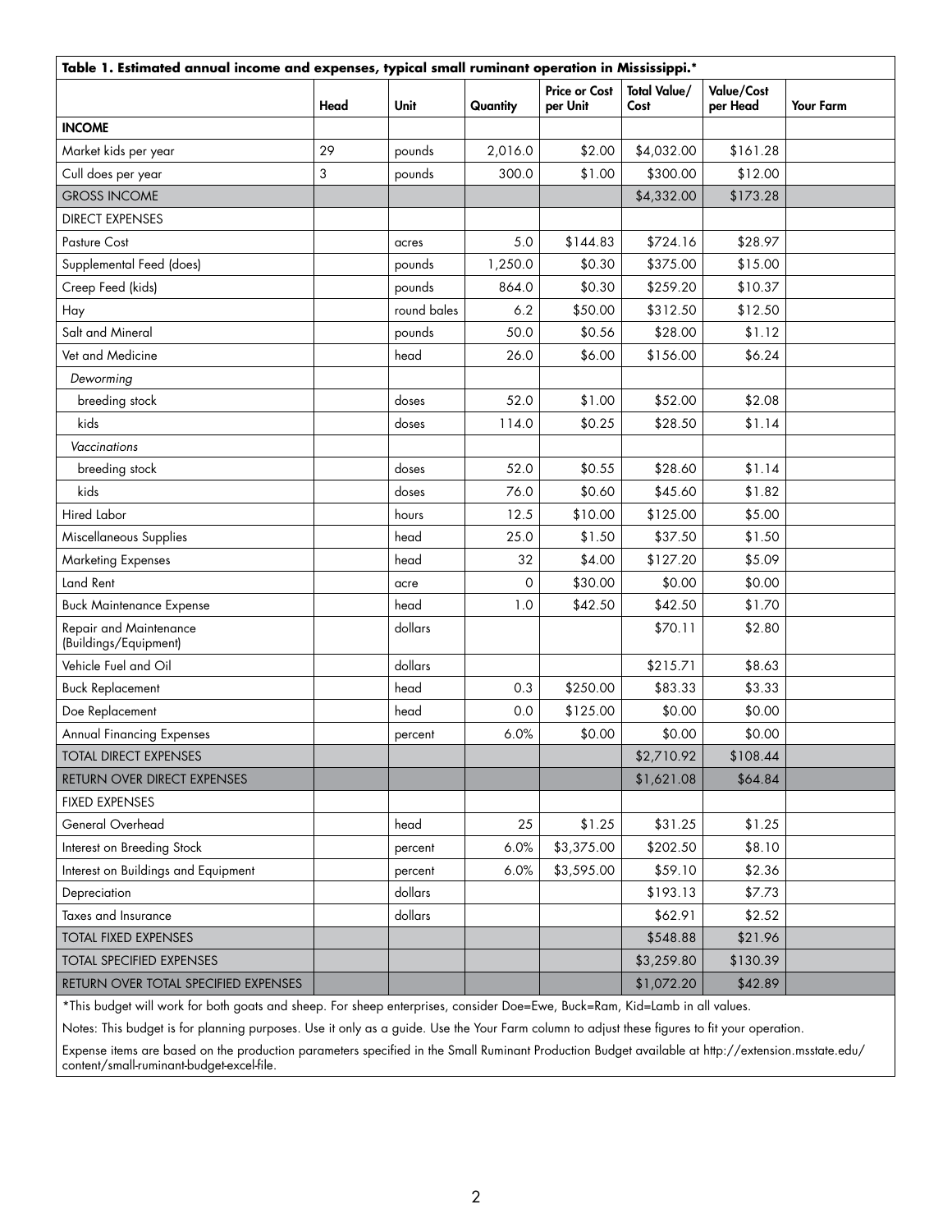**Table 1. Estimated annual income and expenses, typical small ruminant operation in Mississippi.***

| | Head | Unit | Quantity | Price or Cost per Unit | Total Value/ Cost | Value/Cost per Head | Your Farm |
|---|---|---|---|---|---|---|---|
| **INCOME** | | | | | | | |
| Market kids per year | 29 | pounds | 2,016.0 | $2.00 | $4,032.00 | $161.28 | |
| Cull does per year | 3 | pounds | 300.0 | $1.00 | $300.00 | $12.00 | |
| GROSS INCOME | | | | | $4,332.00 | $173.28 | |
| DIRECT EXPENSES | | | | | | | |
| Pasture Cost | | acres | 5.0 | $144.83 | $724.16 | $28.97 | |
| Supplemental Feed (does) | | pounds | 1,250.0 | $0.30 | $375.00 | $15.00 | |
| Creep Feed (kids) | | pounds | 864.0 | $0.30 | $259.20 | $10.37 | |
| Hay | | round bales | 6.2 | $50.00 | $312.50 | $12.50 | |
| Salt and Mineral | | pounds | 50.0 | $0.56 | $28.00 | $1.12 | |
| Vet and Medicine | | head | 26.0 | $6.00 | $156.00 | $6.24 | |
| *Deworming* | | | | | | | |
| breeding stock | | doses | 52.0 | $1.00 | $52.00 | $2.08 | |
| kids | | doses | 114.0 | $0.25 | $28.50 | $1.14 | |
| *Vaccinations* | | | | | | | |
| breeding stock | | doses | 52.0 | $0.55 | $28.60 | $1.14 | |
| kids | | doses | 76.0 | $0.60 | $45.60 | $1.82 | |
| Hired Labor | | hours | 12.5 | $10.00 | $125.00 | $5.00 | |
| Miscellaneous Supplies | | head | 25.0 | $1.50 | $37.50 | $1.50 | |
| Marketing Expenses | | head | 32 | $4.00 | $127.20 | $5.09 | |
| Land Rent | | acre | 0 | $30.00 | $0.00 | $0.00 | |
| Buck Maintenance Expense | | head | 1.0 | $42.50 | $42.50 | $1.70 | |
| Repair and Maintenance (Buildings/Equipment) | | dollars | | | $70.11 | $2.80 | |
| Vehicle Fuel and Oil | | dollars | | | $215.71 | $8.63 | |
| Buck Replacement | | head | 0.3 | $250.00 | $83.33 | $3.33 | |
| Doe Replacement | | head | 0.0 | $125.00 | $0.00 | $0.00 | |
| Annual Financing Expenses | | percent | 6.0% | $0.00 | $0.00 | $0.00 | |
| TOTAL DIRECT EXPENSES | | | | | $2,710.92 | $108.44 | |
| RETURN OVER DIRECT EXPENSES | | | | | $1,621.08 | $64.84 | |
| FIXED EXPENSES | | | | | | | |
| General Overhead | | head | 25 | $1.25 | $31.25 | $1.25 | |
| Interest on Breeding Stock | | percent | 6.0% | $3,375.00 | $202.50 | $8.10 | |
| Interest on Buildings and Equipment | | percent | 6.0% | $3,595.00 | $59.10 | $2.36 | |
| Depreciation | | dollars | | | $193.13 | $7.73 | |
| Taxes and Insurance | | dollars | | | $62.91 | $2.52 | |
| TOTAL FIXED EXPENSES | | | | | $548.88 | $21.96 | |
| TOTAL SPECIFIED EXPENSES | | | | | $3,259.80 | $130.39 | |
| RETURN OVER TOTAL SPECIFIED EXPENSES | | | | | $1,072.20 | $42.89 | |

*This budget will work for both goats and sheep. For sheep enterprises, consider Doe=Ewe, Buck=Ram, Kid=Lamb in all values.

Notes: This budget is for planning purposes. Use it only as a guide. Use the Your Farm column to adjust these figures to fit your operation.

Expense items are based on the production parameters specified in the Small Ruminant Production Budget available at http://extension.msstate.edu/content/small-ruminant-budget-excel-file.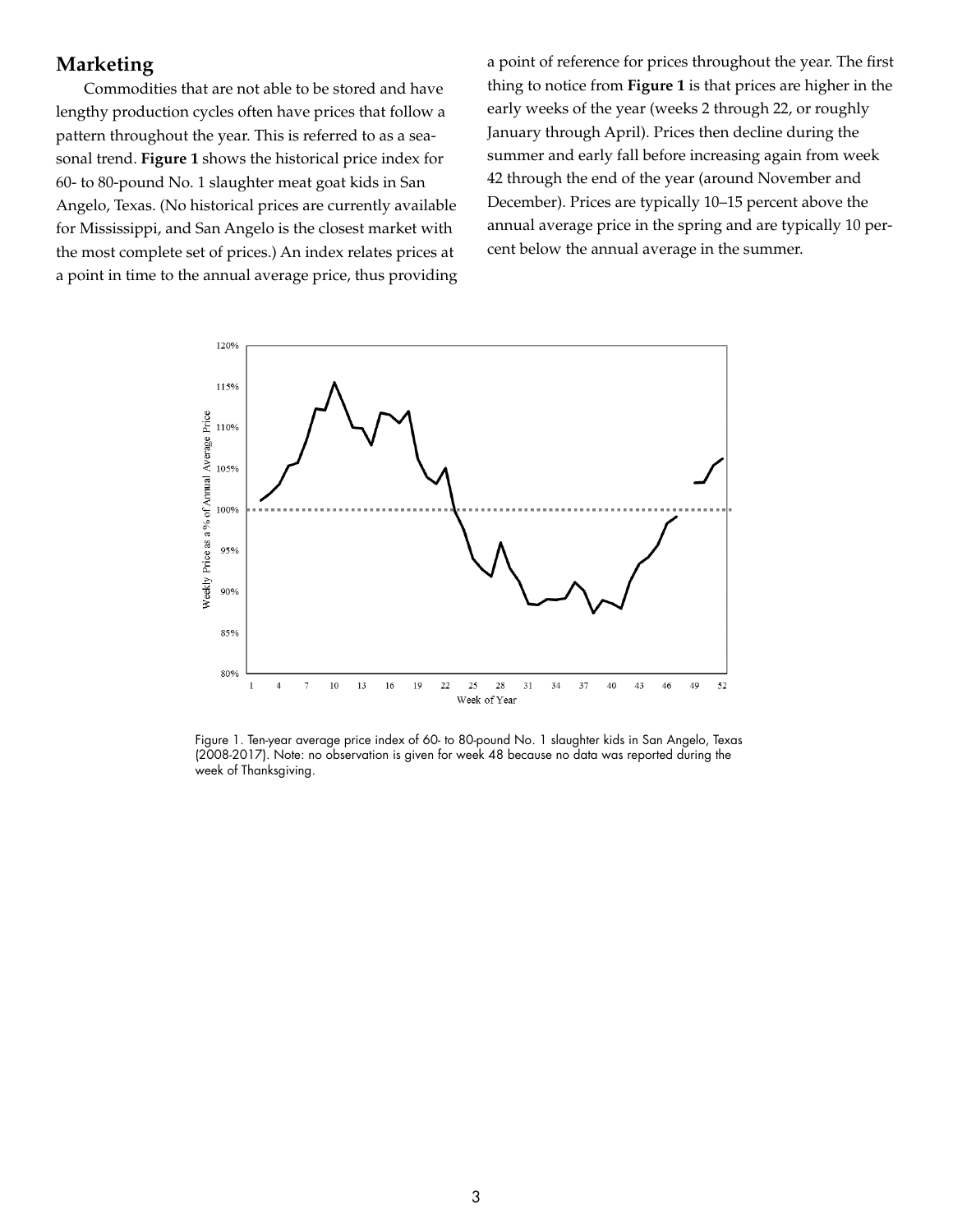## Marketing

Commodities that are not able to be stored and have lengthy production cycles often have prices that follow a pattern throughout the year. This is referred to as a seasonal trend. **Figure 1** shows the historical price index for 60- to 80-pound No. 1 slaughter meat goat kids in San Angelo, Texas. (No historical prices are currently available for Mississippi, and San Angelo is the closest market with the most complete set of prices.) An index relates prices at a point in time to the annual average price, thus providing a point of reference for prices throughout the year. The first thing to notice from **Figure 1** is that prices are higher in the early weeks of the year (weeks 2 through 22, or roughly January through April). Prices then decline during the summer and early fall before increasing again from week 42 through the end of the year (around November and December). Prices are typically 10–15 percent above the annual average price in the spring and are typically 10 percent below the annual average in the summer.

Figure 1. Ten-year average price index of 60- to 80-pound No. 1 slaughter kids in San Angelo, Texas (2008-2017). Note: no observation is given for week 48 because no data was reported during the week of Thanksgiving.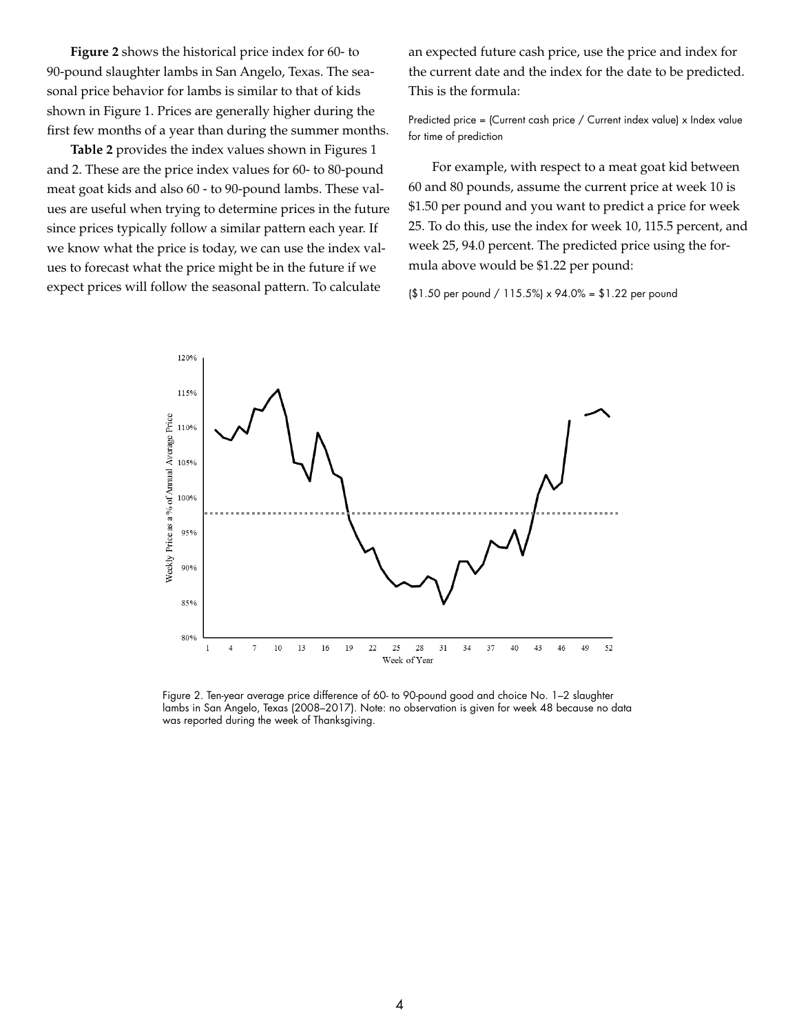**Figure 2** shows the historical price index for 60- to 90-pound slaughter lambs in San Angelo, Texas. The seasonal price behavior for lambs is similar to that of kids shown in Figure 1. Prices are generally higher during the first few months of a year than during the summer months.

**Table 2** provides the index values shown in Figures 1 and 2. These are the price index values for 60- to 80-pound meat goat kids and also 60 - to 90-pound lambs. These values are useful when trying to determine prices in the future since prices typically follow a similar pattern each year. If we know what the price is today, we can use the index values to forecast what the price might be in the future if we expect prices will follow the seasonal pattern. To calculate an expected future cash price, use the price and index for the current date and the index for the date to be predicted. This is the formula:

Predicted price = (Current cash price / Current index value) x Index value for time of prediction

For example, with respect to a meat goat kid between 60 and 80 pounds, assume the current price at week 10 is \$1.50 per pound and you want to predict a price for week 25. To do this, use the index for week 10, 115.5 percent, and week 25, 94.0 percent. The predicted price using the formula above would be \$1.22 per pound:

(\$1.50 per pound / 115.5%) x 94.0% = \$1.22 per pound

Figure 2. Ten-year average price difference of 60- to 90-pound good and choice No. 1–2 slaughter lambs in San Angelo, Texas (2008–2017). Note: no observation is given for week 48 because no data was reported during the week of Thanksgiving.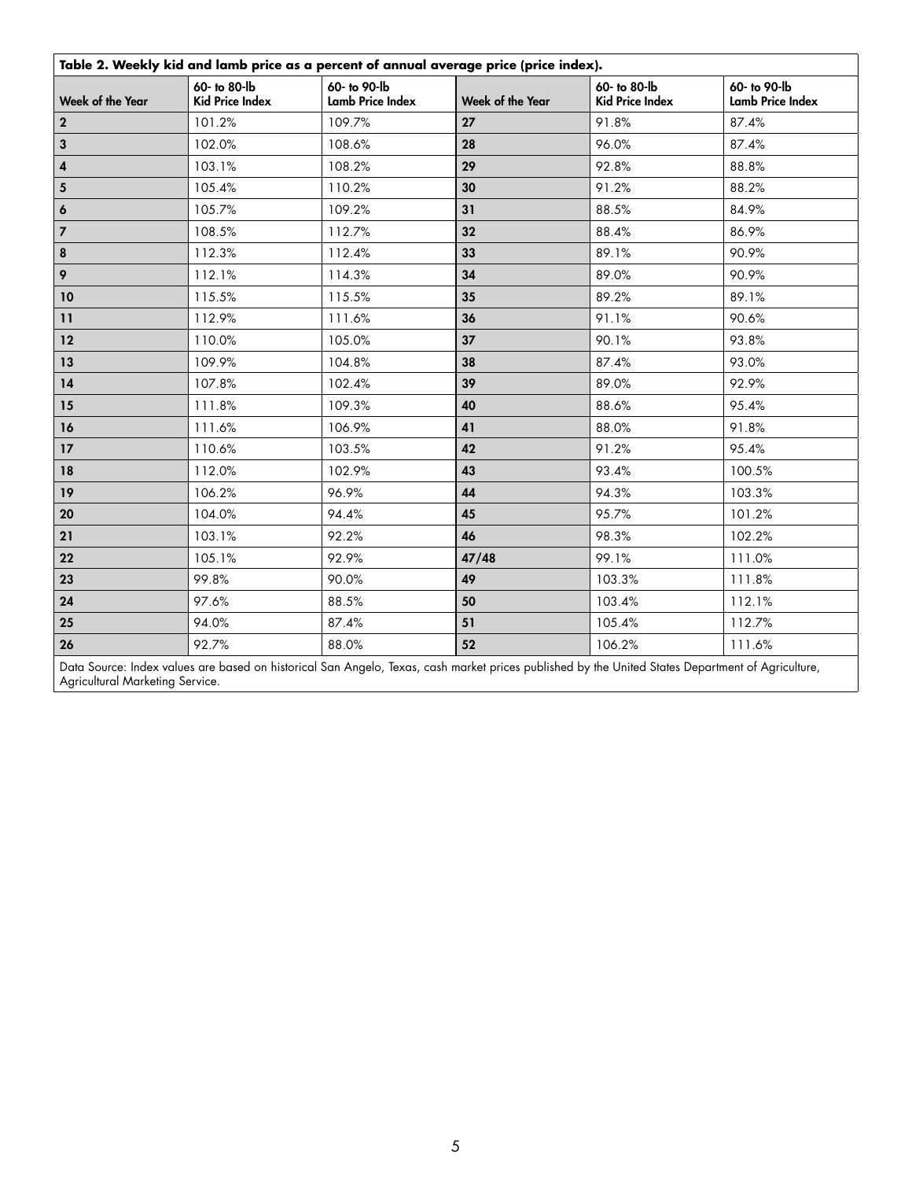**Table 2. Weekly kid and lamb price as a percent of annual average price (price index).**

| Week of the Year | 60- to 80-lb Kid Price Index | 60- to 90-lb Lamb Price Index | Week of the Year | 60- to 80-lb Kid Price Index | 60- to 90-lb Lamb Price Index |
|---|---|---|---|---|---|
| **2** | 101.2% | 109.7% | **27** | 91.8% | 87.4% |
| **3** | 102.0% | 108.6% | **28** | 96.0% | 87.4% |
| **4** | 103.1% | 108.2% | **29** | 92.8% | 88.8% |
| **5** | 105.4% | 110.2% | **30** | 91.2% | 88.2% |
| **6** | 105.7% | 109.2% | **31** | 88.5% | 84.9% |
| **7** | 108.5% | 112.7% | **32** | 88.4% | 86.9% |
| **8** | 112.3% | 112.4% | **33** | 89.1% | 90.9% |
| **9** | 112.1% | 114.3% | **34** | 89.0% | 90.9% |
| **10** | 115.5% | 115.5% | **35** | 89.2% | 89.1% |
| **11** | 112.9% | 111.6% | **36** | 91.1% | 90.6% |
| **12** | 110.0% | 105.0% | **37** | 90.1% | 93.8% |
| **13** | 109.9% | 104.8% | **38** | 87.4% | 93.0% |
| **14** | 107.8% | 102.4% | **39** | 89.0% | 92.9% |
| **15** | 111.8% | 109.3% | **40** | 88.6% | 95.4% |
| **16** | 111.6% | 106.9% | **41** | 88.0% | 91.8% |
| **17** | 110.6% | 103.5% | **42** | 91.2% | 95.4% |
| **18** | 112.0% | 102.9% | **43** | 93.4% | 100.5% |
| **19** | 106.2% | 96.9% | **44** | 94.3% | 103.3% |
| **20** | 104.0% | 94.4% | **45** | 95.7% | 101.2% |
| **21** | 103.1% | 92.2% | **46** | 98.3% | 102.2% |
| **22** | 105.1% | 92.9% | **47/48** | 99.1% | 111.0% |
| **23** | 99.8% | 90.0% | **49** | 103.3% | 111.8% |
| **24** | 97.6% | 88.5% | **50** | 103.4% | 112.1% |
| **25** | 94.0% | 87.4% | **51** | 105.4% | 112.7% |
| **26** | 92.7% | 88.0% | **52** | 106.2% | 111.6% |

Data Source: Index values are based on historical San Angelo, Texas, cash market prices published by the United States Department of Agriculture, Agricultural Marketing Service.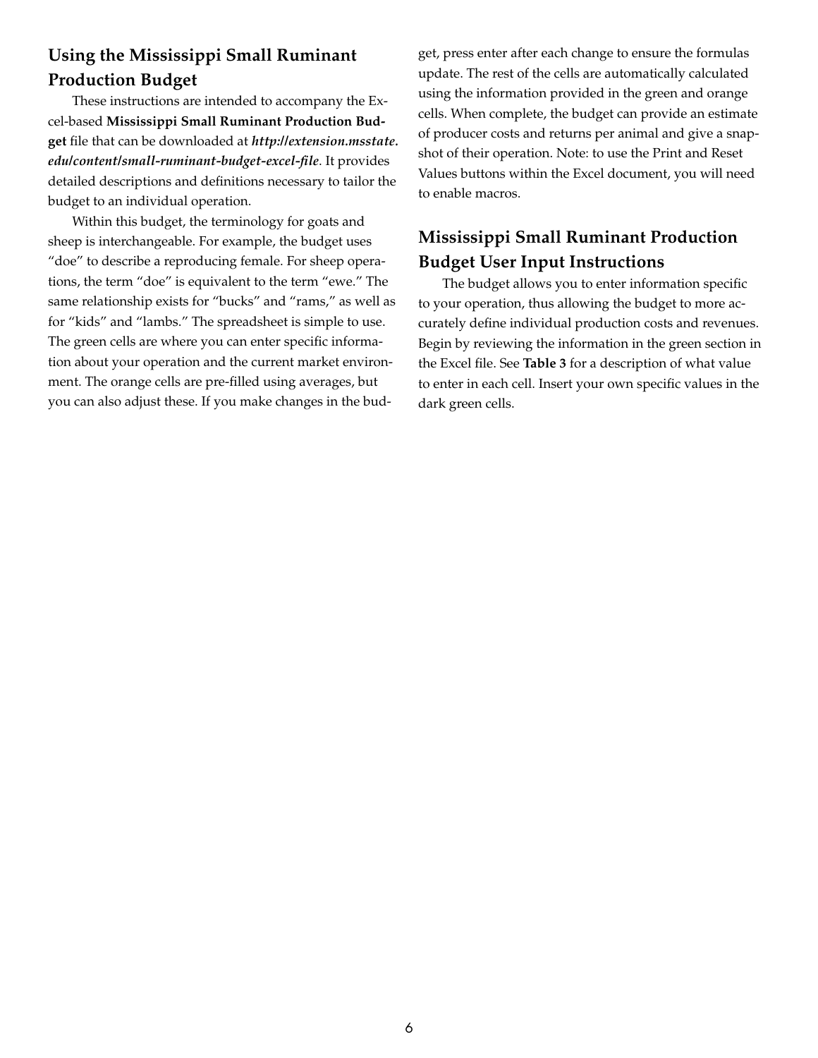## Using the Mississippi Small Ruminant Production Budget

These instructions are intended to accompany the Excel-based **Mississippi Small Ruminant Production Budget** file that can be downloaded at ***http://extension.msstate.edu/content/small-ruminant-budget-excel-file***. It provides detailed descriptions and definitions necessary to tailor the budget to an individual operation.

Within this budget, the terminology for goats and sheep is interchangeable. For example, the budget uses "doe" to describe a reproducing female. For sheep operations, the term "doe" is equivalent to the term "ewe." The same relationship exists for "bucks" and "rams," as well as for "kids" and "lambs." The spreadsheet is simple to use. The green cells are where you can enter specific information about your operation and the current market environment. The orange cells are pre-filled using averages, but you can also adjust these. If you make changes in the budget, press enter after each change to ensure the formulas update. The rest of the cells are automatically calculated using the information provided in the green and orange cells. When complete, the budget can provide an estimate of producer costs and returns per animal and give a snapshot of their operation. Note: to use the Print and Reset Values buttons within the Excel document, you will need to enable macros.

## Mississippi Small Ruminant Production Budget User Input Instructions

The budget allows you to enter information specific to your operation, thus allowing the budget to more accurately define individual production costs and revenues. Begin by reviewing the information in the green section in the Excel file. See **Table 3** for a description of what value to enter in each cell. Insert your own specific values in the dark green cells.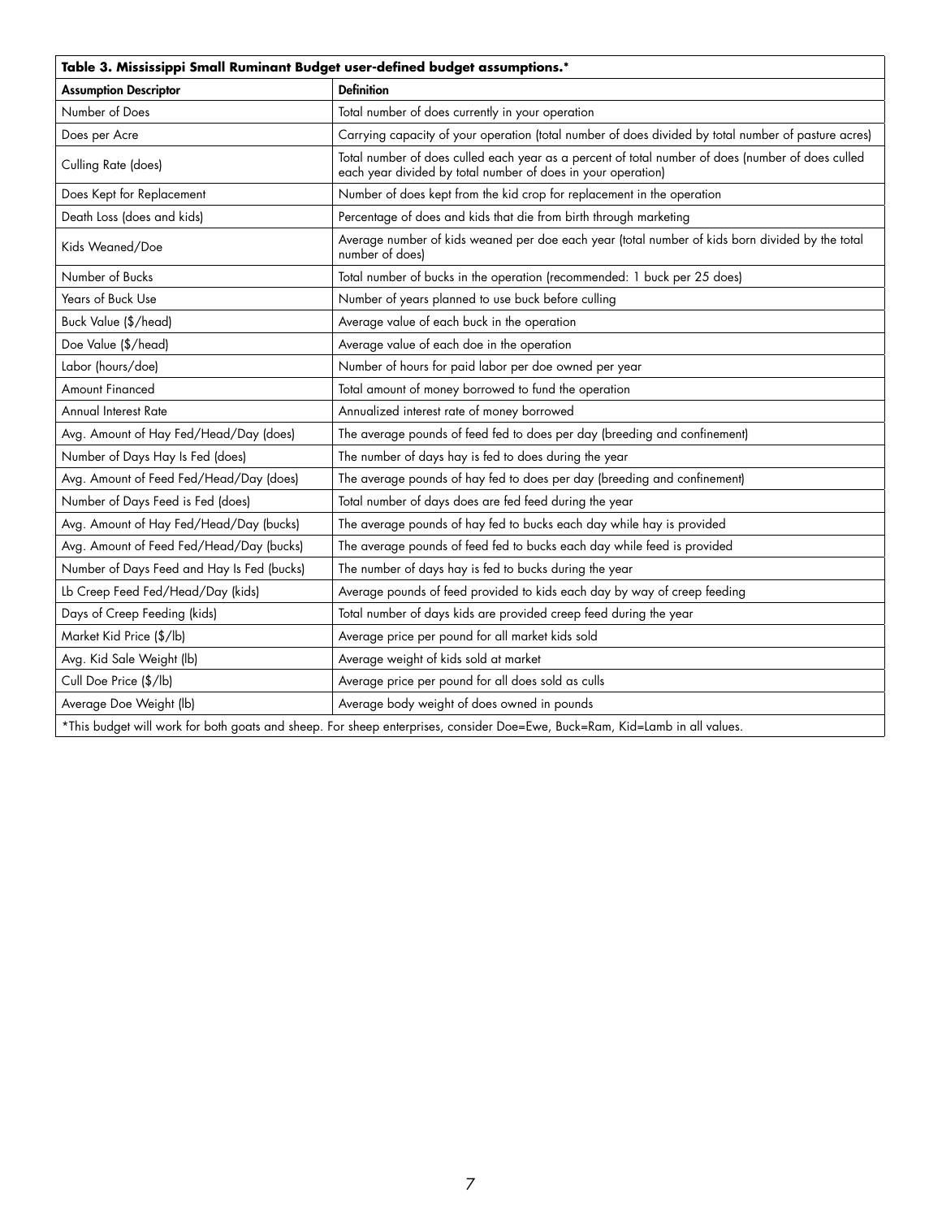**Table 3. Mississippi Small Ruminant Budget user-defined budget assumptions.***

| Assumption Descriptor | Definition |
|---|---|
| Number of Does | Total number of does currently in your operation |
| Does per Acre | Carrying capacity of your operation (total number of does divided by total number of pasture acres) |
| Culling Rate (does) | Total number of does culled each year as a percent of total number of does (number of does culled each year divided by total number of does in your operation) |
| Does Kept for Replacement | Number of does kept from the kid crop for replacement in the operation |
| Death Loss (does and kids) | Percentage of does and kids that die from birth through marketing |
| Kids Weaned/Doe | Average number of kids weaned per doe each year (total number of kids born divided by the total number of does) |
| Number of Bucks | Total number of bucks in the operation (recommended: 1 buck per 25 does) |
| Years of Buck Use | Number of years planned to use buck before culling |
| Buck Value ($/head) | Average value of each buck in the operation |
| Doe Value ($/head) | Average value of each doe in the operation |
| Labor (hours/doe) | Number of hours for paid labor per doe owned per year |
| Amount Financed | Total amount of money borrowed to fund the operation |
| Annual Interest Rate | Annualized interest rate of money borrowed |
| Avg. Amount of Hay Fed/Head/Day (does) | The average pounds of feed fed to does per day (breeding and confinement) |
| Number of Days Hay Is Fed (does) | The number of days hay is fed to does during the year |
| Avg. Amount of Feed Fed/Head/Day (does) | The average pounds of hay fed to does per day (breeding and confinement) |
| Number of Days Feed is Fed (does) | Total number of days does are fed feed during the year |
| Avg. Amount of Hay Fed/Head/Day (bucks) | The average pounds of hay fed to bucks each day while hay is provided |
| Avg. Amount of Feed Fed/Head/Day (bucks) | The average pounds of feed fed to bucks each day while feed is provided |
| Number of Days Feed and Hay Is Fed (bucks) | The number of days hay is fed to bucks during the year |
| Lb Creep Feed Fed/Head/Day (kids) | Average pounds of feed provided to kids each day by way of creep feeding |
| Days of Creep Feeding (kids) | Total number of days kids are provided creep feed during the year |
| Market Kid Price ($/lb) | Average price per pound for all market kids sold |
| Avg. Kid Sale Weight (lb) | Average weight of kids sold at market |
| Cull Doe Price ($/lb) | Average price per pound for all does sold as culls |
| Average Doe Weight (lb) | Average body weight of does owned in pounds |

*This budget will work for both goats and sheep. For sheep enterprises, consider Doe=Ewe, Buck=Ram, Kid=Lamb in all values.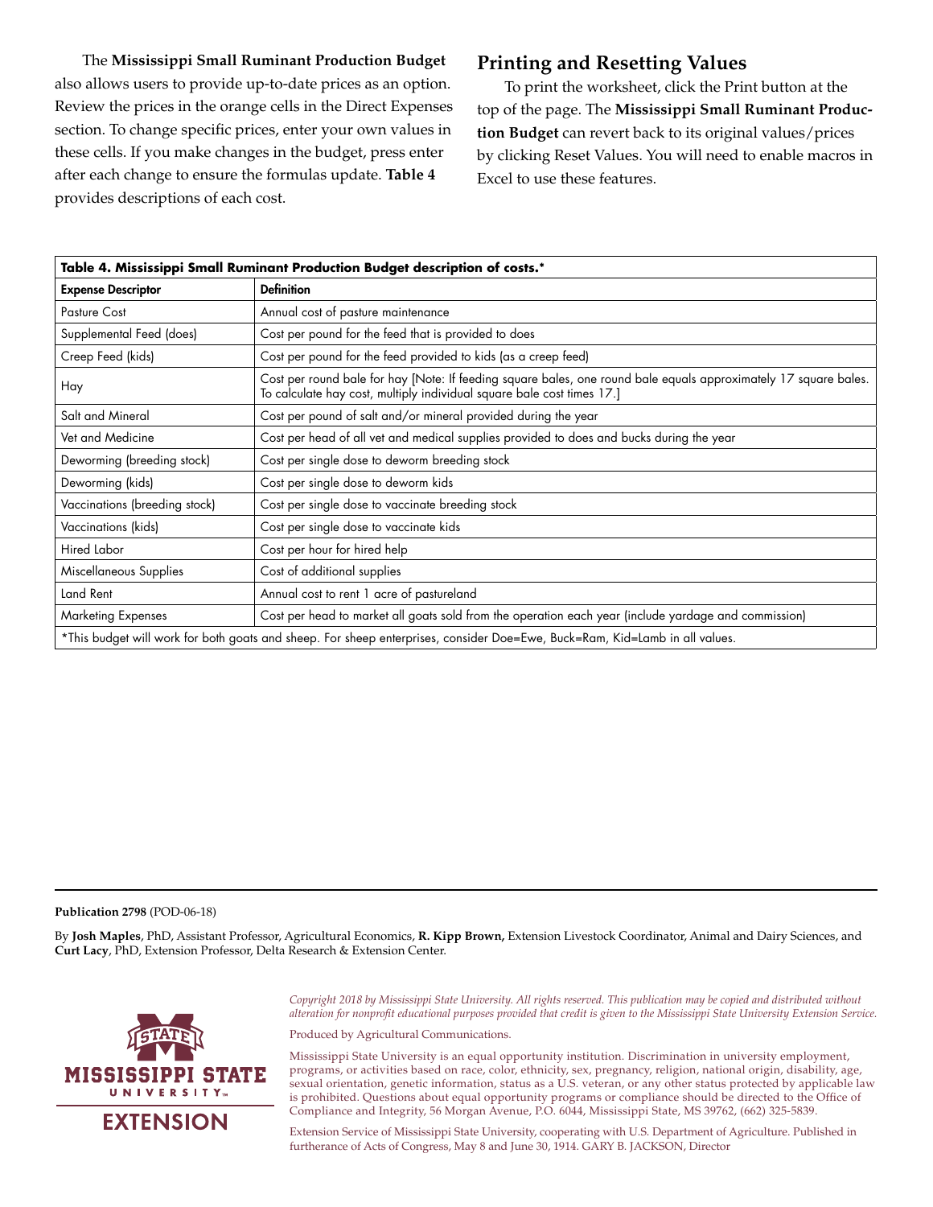The **Mississippi Small Ruminant Production Budget** also allows users to provide up-to-date prices as an option. Review the prices in the orange cells in the Direct Expenses section. To change specific prices, enter your own values in these cells. If you make changes in the budget, press enter after each change to ensure the formulas update. **Table 4** provides descriptions of each cost.

## Printing and Resetting Values

To print the worksheet, click the Print button at the top of the page. The **Mississippi Small Ruminant Production Budget** can revert back to its original values/prices by clicking Reset Values. You will need to enable macros in Excel to use these features.

**Table 4. Mississippi Small Ruminant Production Budget description of costs.***

| Expense Descriptor | Definition |
|---|---|
| Pasture Cost | Annual cost of pasture maintenance |
| Supplemental Feed (does) | Cost per pound for the feed that is provided to does |
| Creep Feed (kids) | Cost per pound for the feed provided to kids (as a creep feed) |
| Hay | Cost per round bale for hay [Note: If feeding square bales, one round bale equals approximately 17 square bales. To calculate hay cost, multiply individual square bale cost times 17.] |
| Salt and Mineral | Cost per pound of salt and/or mineral provided during the year |
| Vet and Medicine | Cost per head of all vet and medical supplies provided to does and bucks during the year |
| Deworming (breeding stock) | Cost per single dose to deworm breeding stock |
| Deworming (kids) | Cost per single dose to deworm kids |
| Vaccinations (breeding stock) | Cost per single dose to vaccinate breeding stock |
| Vaccinations (kids) | Cost per single dose to vaccinate kids |
| Hired Labor | Cost per hour for hired help |
| Miscellaneous Supplies | Cost of additional supplies |
| Land Rent | Annual cost to rent 1 acre of pastureland |
| Marketing Expenses | Cost per head to market all goats sold from the operation each year (include yardage and commission) |

*This budget will work for both goats and sheep. For sheep enterprises, consider Doe=Ewe, Buck=Ram, Kid=Lamb in all values.

---

**Publication 2798** (POD-06-18)

By **Josh Maples**, PhD, Assistant Professor, Agricultural Economics, **R. Kipp Brown,** Extension Livestock Coordinator, Animal and Dairy Sciences, and **Curt Lacy**, PhD, Extension Professor, Delta Research & Extension Center.

MISSISSIPPI STATE UNIVERSITY EXTENSION

*Copyright 2018 by Mississippi State University. All rights reserved. This publication may be copied and distributed without alteration for nonprofit educational purposes provided that credit is given to the Mississippi State University Extension Service.*

Produced by Agricultural Communications.

Mississippi State University is an equal opportunity institution. Discrimination in university employment, programs, or activities based on race, color, ethnicity, sex, pregnancy, religion, national origin, disability, age, sexual orientation, genetic information, status as a U.S. veteran, or any other status protected by applicable law is prohibited. Questions about equal opportunity programs or compliance should be directed to the Office of Compliance and Integrity, 56 Morgan Avenue, P.O. 6044, Mississippi State, MS 39762, (662) 325-5839.

Extension Service of Mississippi State University, cooperating with U.S. Department of Agriculture. Published in furtherance of Acts of Congress, May 8 and June 30, 1914. GARY B. JACKSON, Director